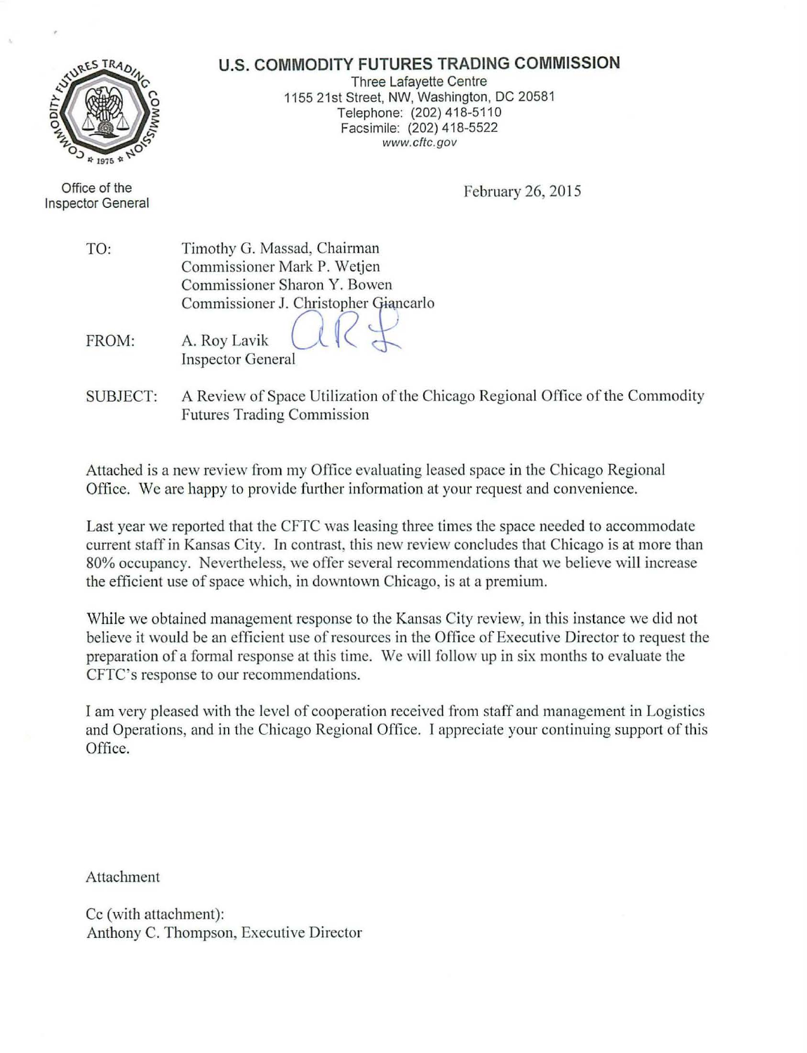# U.S. COMMODITY FUTURES TRADING COMMISSION

Three Lafayette Centre
1155 21st Street, NW, Washington, DC 20581
Telephone: (202) 418-5110
Facsimile: (202) 418-5522
*www.cftc.gov*

Office of the
Inspector General

February 26, 2015

TO: Timothy G. Massad, Chairman
Commissioner Mark P. Wetjen
Commissioner Sharon Y. Bowen
Commissioner J. Christopher Giancarlo

FROM: A. Roy Lavik
Inspector General

SUBJECT: A Review of Space Utilization of the Chicago Regional Office of the Commodity Futures Trading Commission

Attached is a new review from my Office evaluating leased space in the Chicago Regional Office. We are happy to provide further information at your request and convenience.

Last year we reported that the CFTC was leasing three times the space needed to accommodate current staff in Kansas City. In contrast, this new review concludes that Chicago is at more than 80% occupancy. Nevertheless, we offer several recommendations that we believe will increase the efficient use of space which, in downtown Chicago, is at a premium.

While we obtained management response to the Kansas City review, in this instance we did not believe it would be an efficient use of resources in the Office of Executive Director to request the preparation of a formal response at this time. We will follow up in six months to evaluate the CFTC's response to our recommendations.

I am very pleased with the level of cooperation received from staff and management in Logistics and Operations, and in the Chicago Regional Office. I appreciate your continuing support of this Office.

Attachment

Cc (with attachment):
Anthony C. Thompson, Executive Director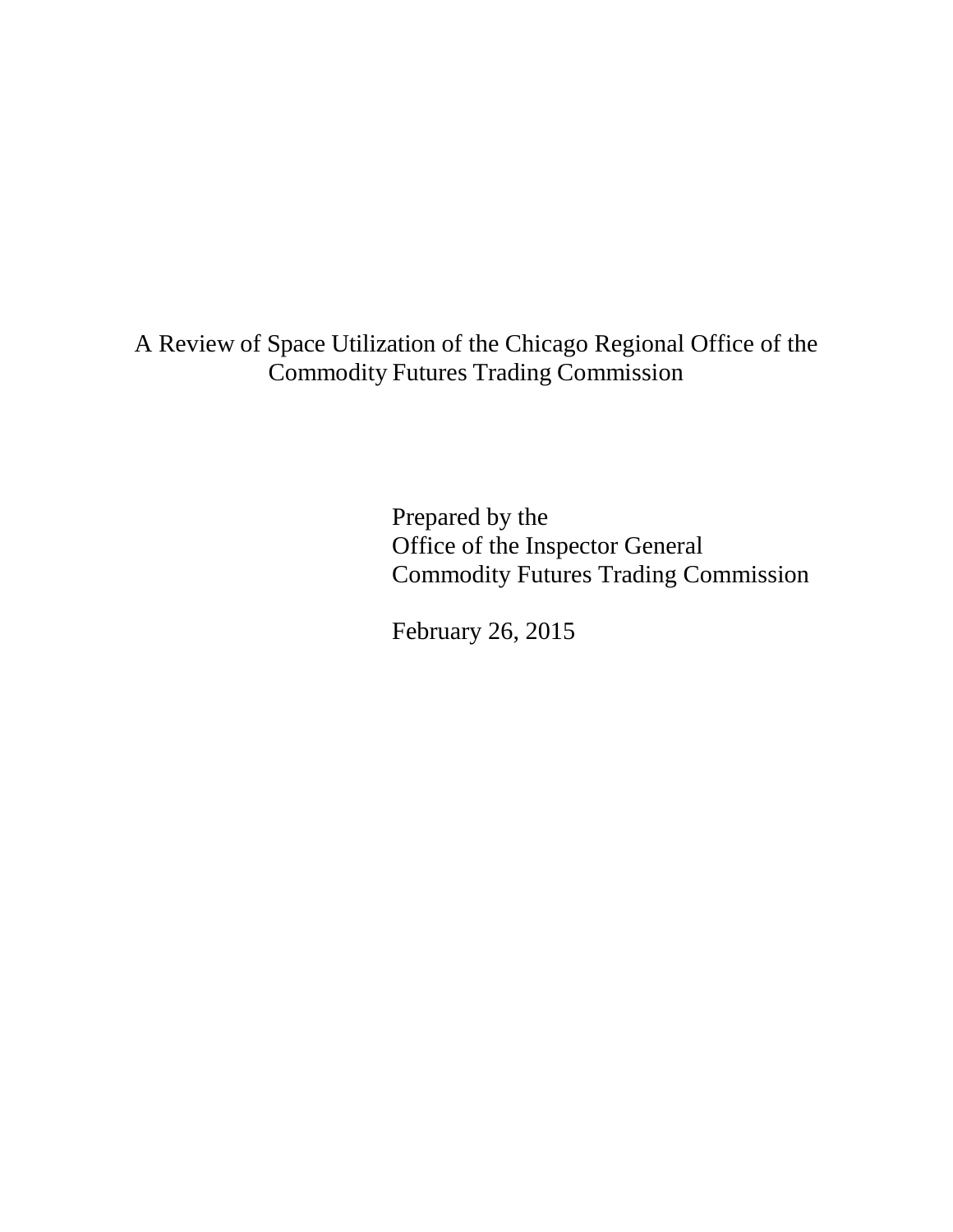# A Review of Space Utilization of the Chicago Regional Office of the Commodity Futures Trading Commission

Prepared by the
Office of the Inspector General
Commodity Futures Trading Commission

February 26, 2015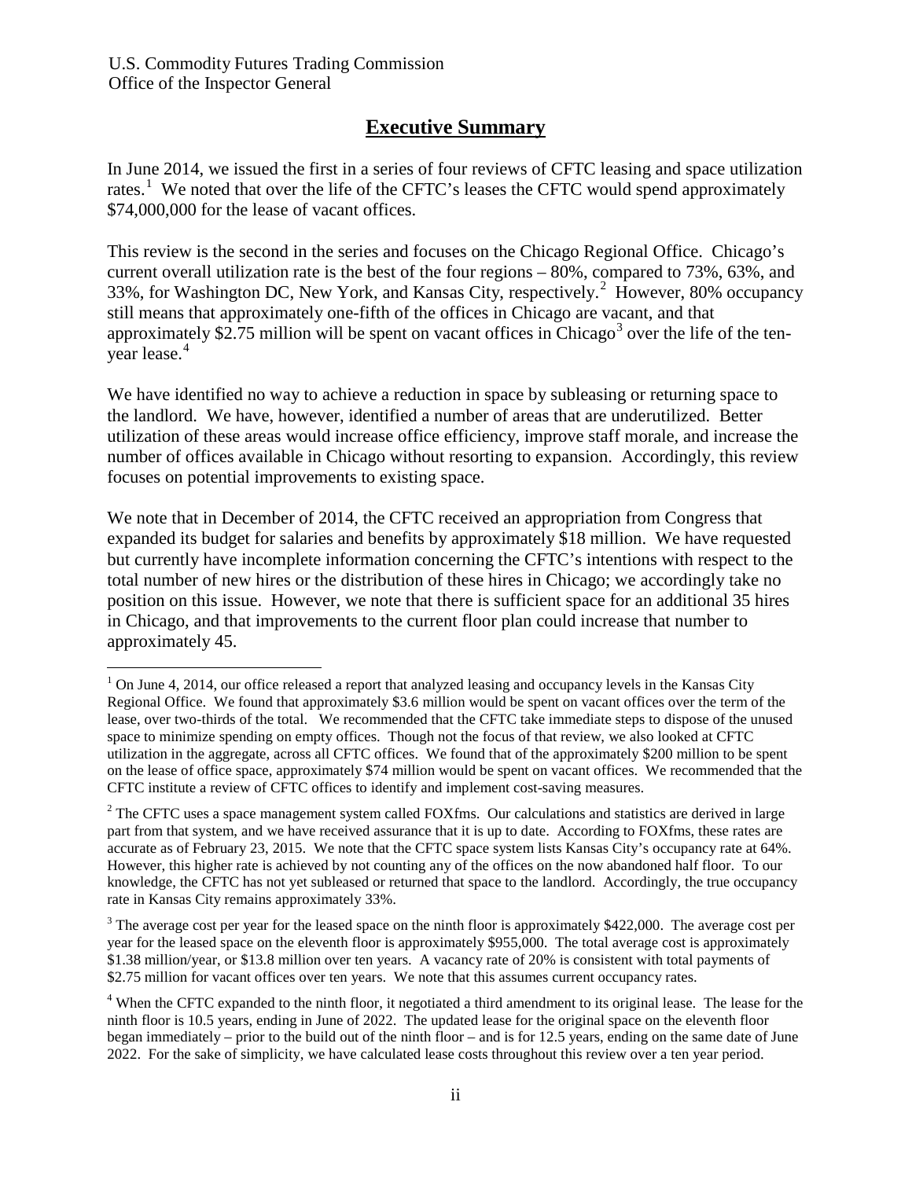## Executive Summary

In June 2014, we issued the first in a series of four reviews of CFTC leasing and space utilization rates.[1] We noted that over the life of the CFTC's leases the CFTC would spend approximately $74,000,000 for the lease of vacant offices.

This review is the second in the series and focuses on the Chicago Regional Office. Chicago's current overall utilization rate is the best of the four regions – 80%, compared to 73%, 63%, and 33%, for Washington DC, New York, and Kansas City, respectively.[2] However, 80% occupancy still means that approximately one-fifth of the offices in Chicago are vacant, and that approximately $2.75 million will be spent on vacant offices in Chicago[3] over the life of the ten-year lease.[4]

We have identified no way to achieve a reduction in space by subleasing or returning space to the landlord. We have, however, identified a number of areas that are underutilized. Better utilization of these areas would increase office efficiency, improve staff morale, and increase the number of offices available in Chicago without resorting to expansion. Accordingly, this review focuses on potential improvements to existing space.

We note that in December of 2014, the CFTC received an appropriation from Congress that expanded its budget for salaries and benefits by approximately $18 million. We have requested but currently have incomplete information concerning the CFTC's intentions with respect to the total number of new hires or the distribution of these hires in Chicago; we accordingly take no position on this issue. However, we note that there is sufficient space for an additional 35 hires in Chicago, and that improvements to the current floor plan could increase that number to approximately 45.

---

[1] On June 4, 2014, our office released a report that analyzed leasing and occupancy levels in the Kansas City Regional Office. We found that approximately $3.6 million would be spent on vacant offices over the term of the lease, over two-thirds of the total. We recommended that the CFTC take immediate steps to dispose of the unused space to minimize spending on empty offices. Though not the focus of that review, we also looked at CFTC utilization in the aggregate, across all CFTC offices. We found that of the approximately $200 million to be spent on the lease of office space, approximately $74 million would be spent on vacant offices. We recommended that the CFTC institute a review of CFTC offices to identify and implement cost-saving measures.

[2] The CFTC uses a space management system called FOXfms. Our calculations and statistics are derived in large part from that system, and we have received assurance that it is up to date. According to FOXfms, these rates are accurate as of February 23, 2015. We note that the CFTC space system lists Kansas City's occupancy rate at 64%. However, this higher rate is achieved by not counting any of the offices on the now abandoned half floor. To our knowledge, the CFTC has not yet subleased or returned that space to the landlord. Accordingly, the true occupancy rate in Kansas City remains approximately 33%.

[3] The average cost per year for the leased space on the ninth floor is approximately $422,000. The average cost per year for the leased space on the eleventh floor is approximately $955,000. The total average cost is approximately $1.38 million/year, or $13.8 million over ten years. A vacancy rate of 20% is consistent with total payments of $2.75 million for vacant offices over ten years. We note that this assumes current occupancy rates.

[4] When the CFTC expanded to the ninth floor, it negotiated a third amendment to its original lease. The lease for the ninth floor is 10.5 years, ending in June of 2022. The updated lease for the original space on the eleventh floor began immediately – prior to the build out of the ninth floor – and is for 12.5 years, ending on the same date of June 2022. For the sake of simplicity, we have calculated lease costs throughout this review over a ten year period.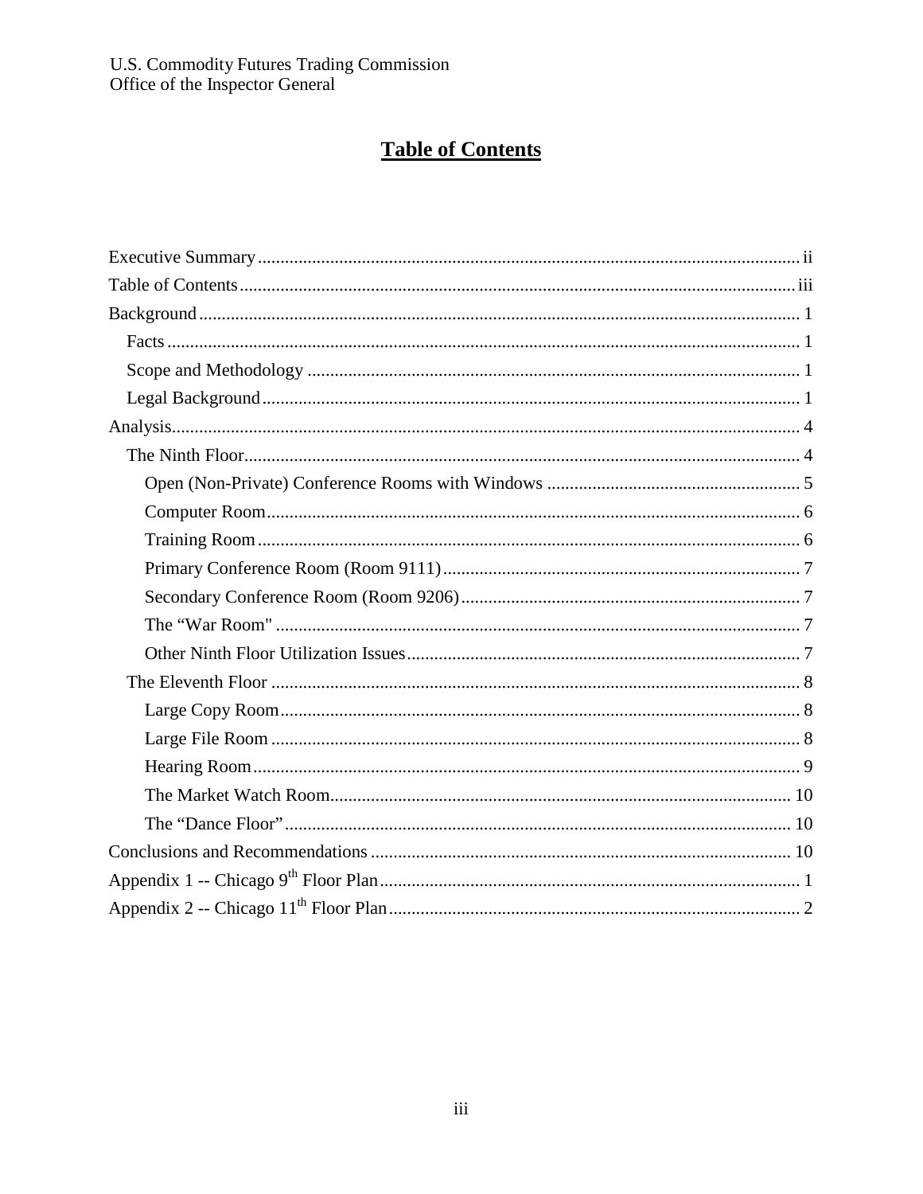# Table of Contents

Executive Summary ..... ii

Table of Contents ..... iii

Background ..... 1

- Facts ..... 1
- Scope and Methodology ..... 1
- Legal Background ..... 1

Analysis ..... 4

- The Ninth Floor ..... 4
  - Open (Non-Private) Conference Rooms with Windows ..... 5
  - Computer Room ..... 6
  - Training Room ..... 6
  - Primary Conference Room (Room 9111) ..... 7
  - Secondary Conference Room (Room 9206) ..... 7
  - The "War Room" ..... 7
  - Other Ninth Floor Utilization Issues ..... 7
- The Eleventh Floor ..... 8
  - Large Copy Room ..... 8
  - Large File Room ..... 8
  - Hearing Room ..... 9
  - The Market Watch Room ..... 10
  - The "Dance Floor" ..... 10

Conclusions and Recommendations ..... 10

Appendix 1 -- Chicago 9th Floor Plan ..... 1

Appendix 2 -- Chicago 11th Floor Plan ..... 2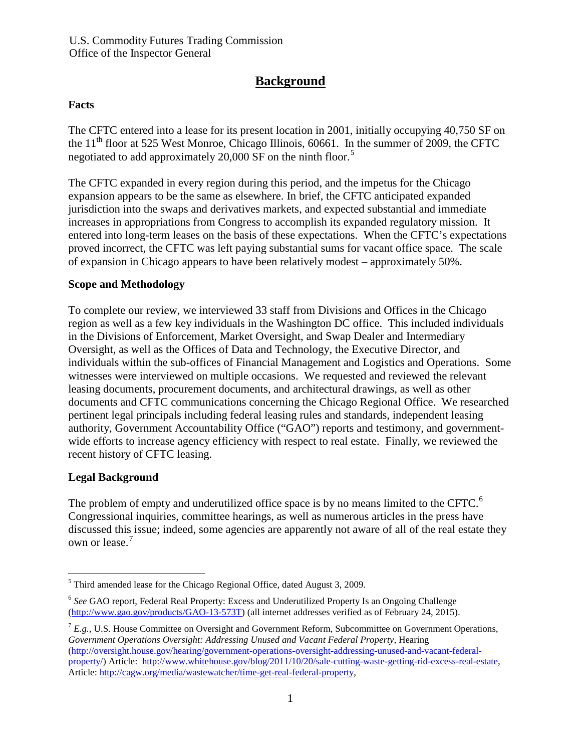# Background

### Facts

The CFTC entered into a lease for its present location in 2001, initially occupying 40,750 SF on the 11th floor at 525 West Monroe, Chicago Illinois, 60661. In the summer of 2009, the CFTC negotiated to add approximately 20,000 SF on the ninth floor.[5]

The CFTC expanded in every region during this period, and the impetus for the Chicago expansion appears to be the same as elsewhere. In brief, the CFTC anticipated expanded jurisdiction into the swaps and derivatives markets, and expected substantial and immediate increases in appropriations from Congress to accomplish its expanded regulatory mission. It entered into long-term leases on the basis of these expectations. When the CFTC's expectations proved incorrect, the CFTC was left paying substantial sums for vacant office space. The scale of expansion in Chicago appears to have been relatively modest – approximately 50%.

### Scope and Methodology

To complete our review, we interviewed 33 staff from Divisions and Offices in the Chicago region as well as a few key individuals in the Washington DC office. This included individuals in the Divisions of Enforcement, Market Oversight, and Swap Dealer and Intermediary Oversight, as well as the Offices of Data and Technology, the Executive Director, and individuals within the sub-offices of Financial Management and Logistics and Operations. Some witnesses were interviewed on multiple occasions. We requested and reviewed the relevant leasing documents, procurement documents, and architectural drawings, as well as other documents and CFTC communications concerning the Chicago Regional Office. We researched pertinent legal principals including federal leasing rules and standards, independent leasing authority, Government Accountability Office ("GAO") reports and testimony, and government-wide efforts to increase agency efficiency with respect to real estate. Finally, we reviewed the recent history of CFTC leasing.

### Legal Background

The problem of empty and underutilized office space is by no means limited to the CFTC.[6] Congressional inquiries, committee hearings, as well as numerous articles in the press have discussed this issue; indeed, some agencies are apparently not aware of all of the real estate they own or lease.[7]

---

[5] Third amended lease for the Chicago Regional Office, dated August 3, 2009.

[6] *See* GAO report, Federal Real Property: Excess and Underutilized Property Is an Ongoing Challenge (http://www.gao.gov/products/GAO-13-573T) (all internet addresses verified as of February 24, 2015).

[7] *E.g.*, U.S. House Committee on Oversight and Government Reform, Subcommittee on Government Operations, *Government Operations Oversight: Addressing Unused and Vacant Federal Property*, Hearing (http://oversight.house.gov/hearing/government-operations-oversight-addressing-unused-and-vacant-federal-property/) Article: http://www.whitehouse.gov/blog/2011/10/20/sale-cutting-waste-getting-rid-excess-real-estate, Article: http://cagw.org/media/wastewatcher/time-get-real-federal-property,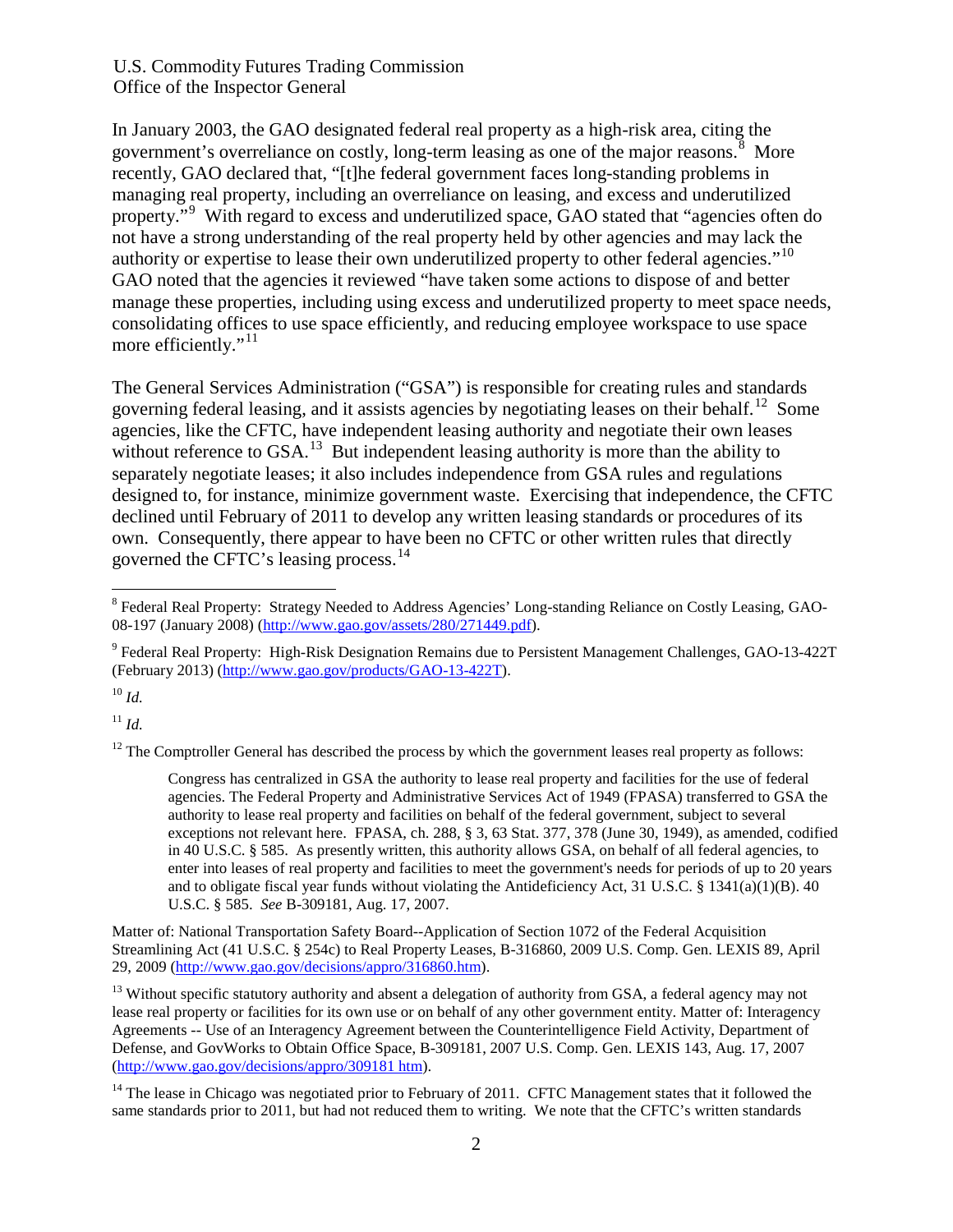In January 2003, the GAO designated federal real property as a high-risk area, citing the government's overreliance on costly, long-term leasing as one of the major reasons.[8] More recently, GAO declared that, "[t]he federal government faces long-standing problems in managing real property, including an overreliance on leasing, and excess and underutilized property."[9] With regard to excess and underutilized space, GAO stated that "agencies often do not have a strong understanding of the real property held by other agencies and may lack the authority or expertise to lease their own underutilized property to other federal agencies."[10] GAO noted that the agencies it reviewed "have taken some actions to dispose of and better manage these properties, including using excess and underutilized property to meet space needs, consolidating offices to use space efficiently, and reducing employee workspace to use space more efficiently."[11]

The General Services Administration ("GSA") is responsible for creating rules and standards governing federal leasing, and it assists agencies by negotiating leases on their behalf.[12] Some agencies, like the CFTC, have independent leasing authority and negotiate their own leases without reference to GSA.[13] But independent leasing authority is more than the ability to separately negotiate leases; it also includes independence from GSA rules and regulations designed to, for instance, minimize government waste. Exercising that independence, the CFTC declined until February of 2011 to develop any written leasing standards or procedures of its own. Consequently, there appear to have been no CFTC or other written rules that directly governed the CFTC's leasing process.[14]

---

[8] Federal Real Property: Strategy Needed to Address Agencies' Long-standing Reliance on Costly Leasing, GAO-08-197 (January 2008) (http://www.gao.gov/assets/280/271449.pdf).

[9] Federal Real Property: High-Risk Designation Remains due to Persistent Management Challenges, GAO-13-422T (February 2013) (http://www.gao.gov/products/GAO-13-422T).

[10] *Id.*

[11] *Id.*

[12] The Comptroller General has described the process by which the government leases real property as follows:

> Congress has centralized in GSA the authority to lease real property and facilities for the use of federal agencies. The Federal Property and Administrative Services Act of 1949 (FPASA) transferred to GSA the authority to lease real property and facilities on behalf of the federal government, subject to several exceptions not relevant here. FPASA, ch. 288, § 3, 63 Stat. 377, 378 (June 30, 1949), as amended, codified in 40 U.S.C. § 585. As presently written, this authority allows GSA, on behalf of all federal agencies, to enter into leases of real property and facilities to meet the government's needs for periods of up to 20 years and to obligate fiscal year funds without violating the Antideficiency Act, 31 U.S.C. § 1341(a)(1)(B). 40 U.S.C. § 585. *See* B-309181, Aug. 17, 2007.

Matter of: National Transportation Safety Board--Application of Section 1072 of the Federal Acquisition Streamlining Act (41 U.S.C. § 254c) to Real Property Leases, B-316860, 2009 U.S. Comp. Gen. LEXIS 89, April 29, 2009 (http://www.gao.gov/decisions/appro/316860.htm).

[13] Without specific statutory authority and absent a delegation of authority from GSA, a federal agency may not lease real property or facilities for its own use or on behalf of any other government entity. Matter of: Interagency Agreements -- Use of an Interagency Agreement between the Counterintelligence Field Activity, Department of Defense, and GovWorks to Obtain Office Space, B-309181, 2007 U.S. Comp. Gen. LEXIS 143, Aug. 17, 2007 (http://www.gao.gov/decisions/appro/309181 htm).

[14] The lease in Chicago was negotiated prior to February of 2011. CFTC Management states that it followed the same standards prior to 2011, but had not reduced them to writing. We note that the CFTC's written standards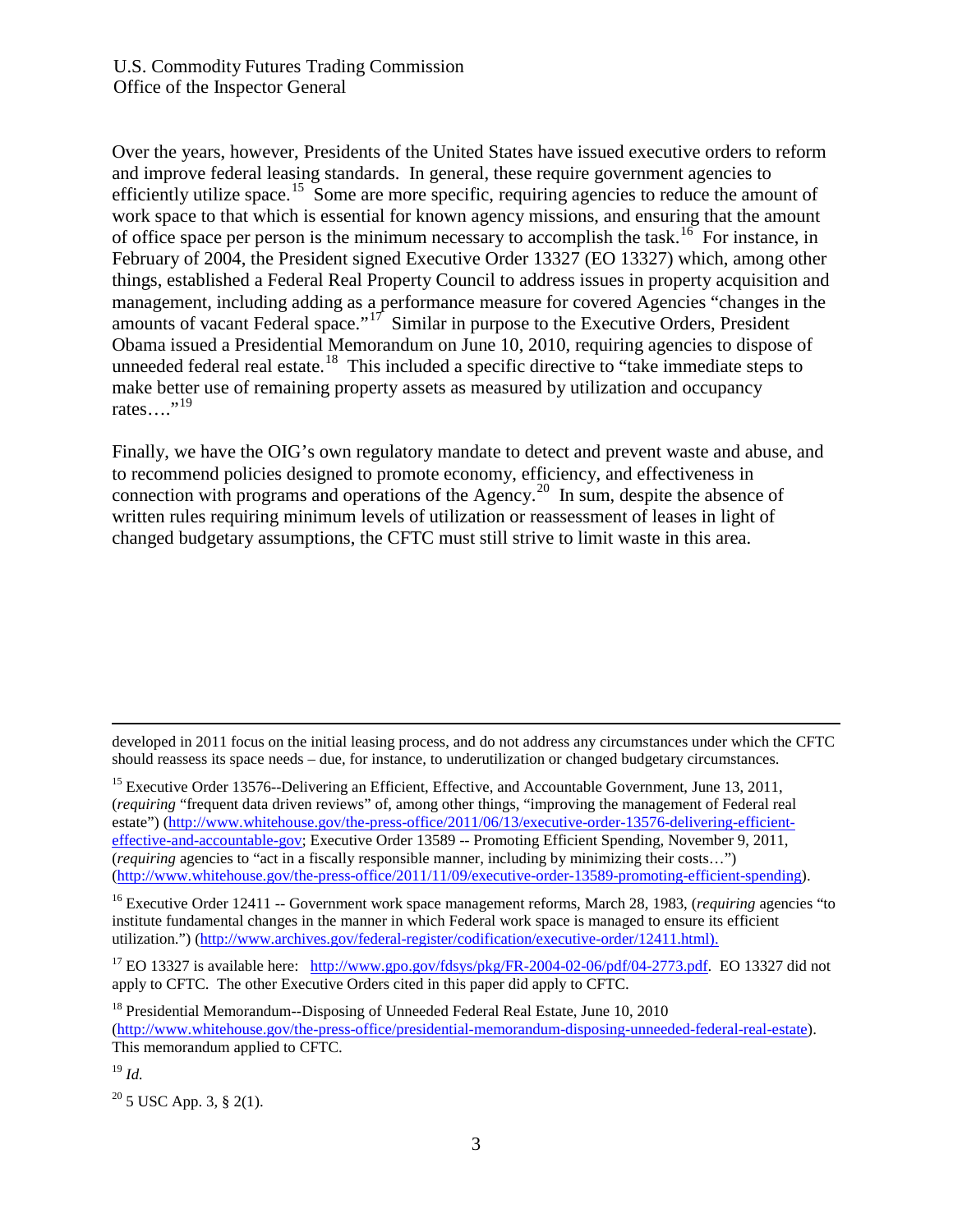Over the years, however, Presidents of the United States have issued executive orders to reform and improve federal leasing standards. In general, these require government agencies to efficiently utilize space.[15] Some are more specific, requiring agencies to reduce the amount of work space to that which is essential for known agency missions, and ensuring that the amount of office space per person is the minimum necessary to accomplish the task.[16] For instance, in February of 2004, the President signed Executive Order 13327 (EO 13327) which, among other things, established a Federal Real Property Council to address issues in property acquisition and management, including adding as a performance measure for covered Agencies "changes in the amounts of vacant Federal space."[17] Similar in purpose to the Executive Orders, President Obama issued a Presidential Memorandum on June 10, 2010, requiring agencies to dispose of unneeded federal real estate.[18] This included a specific directive to "take immediate steps to make better use of remaining property assets as measured by utilization and occupancy rates…."[19]

Finally, we have the OIG's own regulatory mandate to detect and prevent waste and abuse, and to recommend policies designed to promote economy, efficiency, and effectiveness in connection with programs and operations of the Agency.[20] In sum, despite the absence of written rules requiring minimum levels of utilization or reassessment of leases in light of changed budgetary assumptions, the CFTC must still strive to limit waste in this area.

---

developed in 2011 focus on the initial leasing process, and do not address any circumstances under which the CFTC should reassess its space needs – due, for instance, to underutilization or changed budgetary circumstances.

[15] Executive Order 13576--Delivering an Efficient, Effective, and Accountable Government, June 13, 2011, (*requiring* "frequent data driven reviews" of, among other things, "improving the management of Federal real estate") (http://www.whitehouse.gov/the-press-office/2011/06/13/executive-order-13576-delivering-efficient-effective-and-accountable-gov; Executive Order 13589 -- Promoting Efficient Spending, November 9, 2011, (*requiring* agencies to "act in a fiscally responsible manner, including by minimizing their costs…") (http://www.whitehouse.gov/the-press-office/2011/11/09/executive-order-13589-promoting-efficient-spending).

[16] Executive Order 12411 -- Government work space management reforms, March 28, 1983, (*requiring* agencies "to institute fundamental changes in the manner in which Federal work space is managed to ensure its efficient utilization.") (http://www.archives.gov/federal-register/codification/executive-order/12411.html).

[17] EO 13327 is available here: http://www.gpo.gov/fdsys/pkg/FR-2004-02-06/pdf/04-2773.pdf. EO 13327 did not apply to CFTC. The other Executive Orders cited in this paper did apply to CFTC.

[18] Presidential Memorandum--Disposing of Unneeded Federal Real Estate, June 10, 2010 (http://www.whitehouse.gov/the-press-office/presidential-memorandum-disposing-unneeded-federal-real-estate). This memorandum applied to CFTC.

[19] *Id.*

[20] 5 USC App. 3, § 2(1).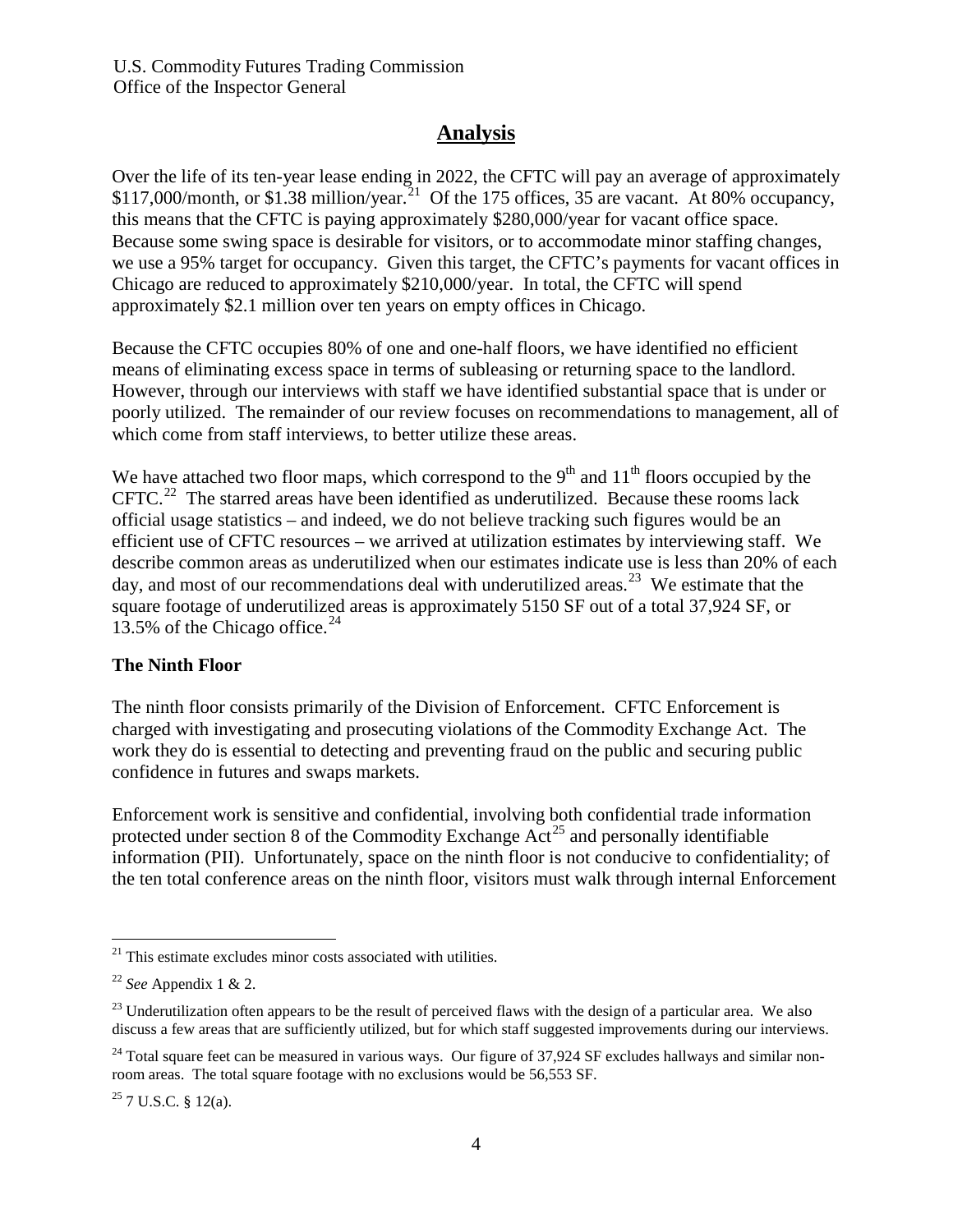## Analysis

Over the life of its ten-year lease ending in 2022, the CFTC will pay an average of approximately \$117,000/month, or \$1.38 million/year.[21] Of the 175 offices, 35 are vacant. At 80% occupancy, this means that the CFTC is paying approximately \$280,000/year for vacant office space. Because some swing space is desirable for visitors, or to accommodate minor staffing changes, we use a 95% target for occupancy. Given this target, the CFTC's payments for vacant offices in Chicago are reduced to approximately \$210,000/year. In total, the CFTC will spend approximately \$2.1 million over ten years on empty offices in Chicago.

Because the CFTC occupies 80% of one and one-half floors, we have identified no efficient means of eliminating excess space in terms of subleasing or returning space to the landlord. However, through our interviews with staff we have identified substantial space that is under or poorly utilized. The remainder of our review focuses on recommendations to management, all of which come from staff interviews, to better utilize these areas.

We have attached two floor maps, which correspond to the 9th and 11th floors occupied by the CFTC.[22] The starred areas have been identified as underutilized. Because these rooms lack official usage statistics – and indeed, we do not believe tracking such figures would be an efficient use of CFTC resources – we arrived at utilization estimates by interviewing staff. We describe common areas as underutilized when our estimates indicate use is less than 20% of each day, and most of our recommendations deal with underutilized areas.[23] We estimate that the square footage of underutilized areas is approximately 5150 SF out of a total 37,924 SF, or 13.5% of the Chicago office.[24]

**The Ninth Floor**

The ninth floor consists primarily of the Division of Enforcement. CFTC Enforcement is charged with investigating and prosecuting violations of the Commodity Exchange Act. The work they do is essential to detecting and preventing fraud on the public and securing public confidence in futures and swaps markets.

Enforcement work is sensitive and confidential, involving both confidential trade information protected under section 8 of the Commodity Exchange Act[25] and personally identifiable information (PII). Unfortunately, space on the ninth floor is not conducive to confidentiality; of the ten total conference areas on the ninth floor, visitors must walk through internal Enforcement

---

[21] This estimate excludes minor costs associated with utilities.

[22] *See* Appendix 1 & 2.

[23] Underutilization often appears to be the result of perceived flaws with the design of a particular area. We also discuss a few areas that are sufficiently utilized, but for which staff suggested improvements during our interviews.

[24] Total square feet can be measured in various ways. Our figure of 37,924 SF excludes hallways and similar non-room areas. The total square footage with no exclusions would be 56,553 SF.

[25] 7 U.S.C. § 12(a).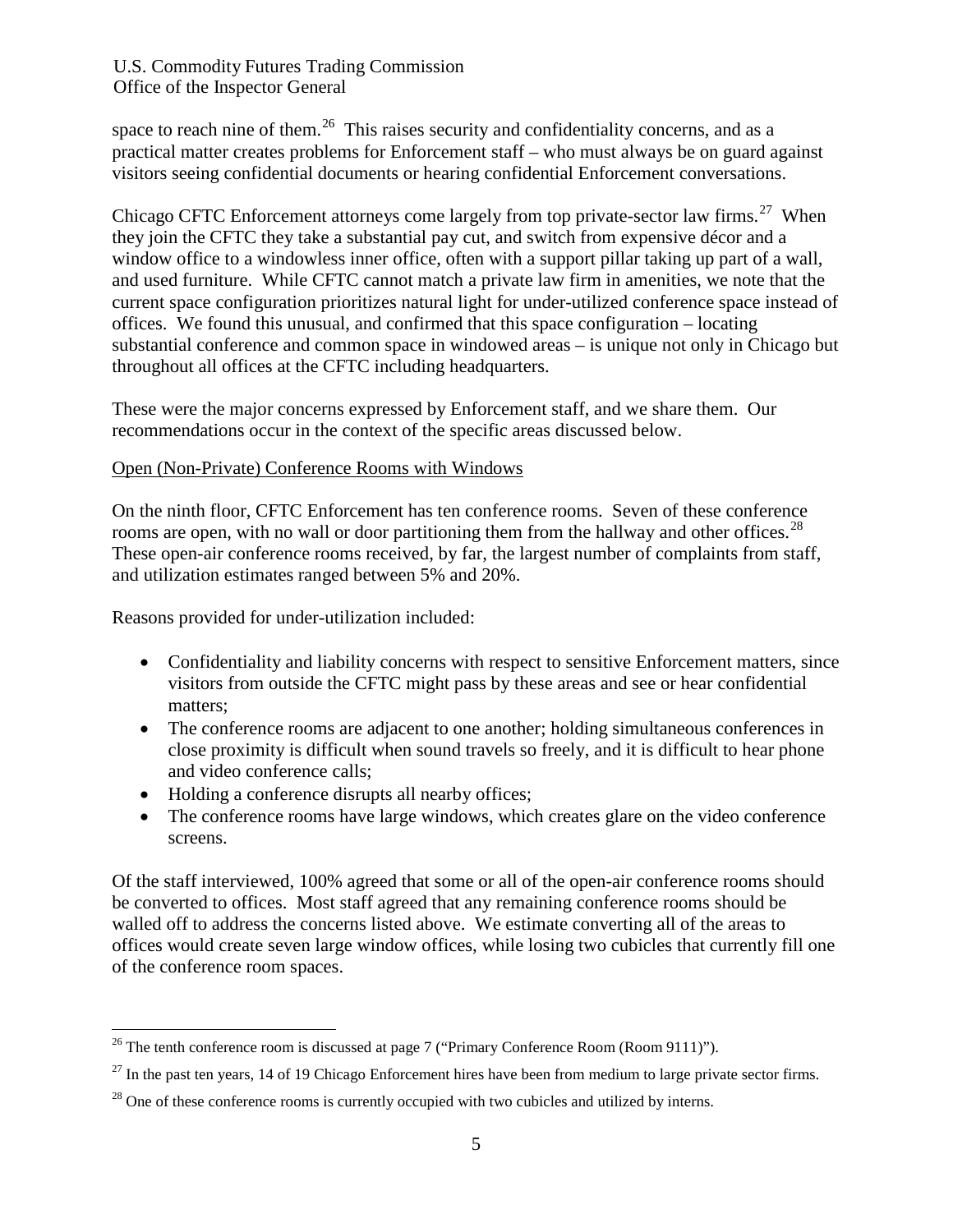space to reach nine of them.[26] This raises security and confidentiality concerns, and as a practical matter creates problems for Enforcement staff – who must always be on guard against visitors seeing confidential documents or hearing confidential Enforcement conversations.

Chicago CFTC Enforcement attorneys come largely from top private-sector law firms.[27] When they join the CFTC they take a substantial pay cut, and switch from expensive décor and a window office to a windowless inner office, often with a support pillar taking up part of a wall, and used furniture. While CFTC cannot match a private law firm in amenities, we note that the current space configuration prioritizes natural light for under-utilized conference space instead of offices. We found this unusual, and confirmed that this space configuration – locating substantial conference and common space in windowed areas – is unique not only in Chicago but throughout all offices at the CFTC including headquarters.

These were the major concerns expressed by Enforcement staff, and we share them. Our recommendations occur in the context of the specific areas discussed below.

Open (Non-Private) Conference Rooms with Windows

On the ninth floor, CFTC Enforcement has ten conference rooms. Seven of these conference rooms are open, with no wall or door partitioning them from the hallway and other offices.[28] These open-air conference rooms received, by far, the largest number of complaints from staff, and utilization estimates ranged between 5% and 20%.

Reasons provided for under-utilization included:

- Confidentiality and liability concerns with respect to sensitive Enforcement matters, since visitors from outside the CFTC might pass by these areas and see or hear confidential matters;
- The conference rooms are adjacent to one another; holding simultaneous conferences in close proximity is difficult when sound travels so freely, and it is difficult to hear phone and video conference calls;
- Holding a conference disrupts all nearby offices;
- The conference rooms have large windows, which creates glare on the video conference screens.

Of the staff interviewed, 100% agreed that some or all of the open-air conference rooms should be converted to offices. Most staff agreed that any remaining conference rooms should be walled off to address the concerns listed above. We estimate converting all of the areas to offices would create seven large window offices, while losing two cubicles that currently fill one of the conference room spaces.

---

[26] The tenth conference room is discussed at page 7 ("Primary Conference Room (Room 9111)").

[27] In the past ten years, 14 of 19 Chicago Enforcement hires have been from medium to large private sector firms.

[28] One of these conference rooms is currently occupied with two cubicles and utilized by interns.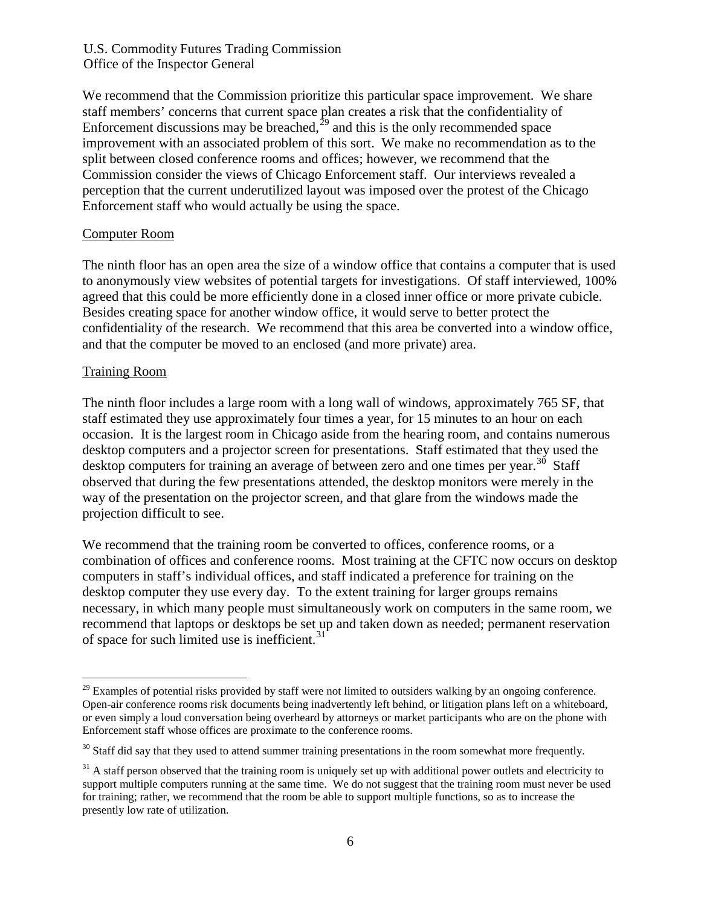We recommend that the Commission prioritize this particular space improvement. We share staff members' concerns that current space plan creates a risk that the confidentiality of Enforcement discussions may be breached,[29] and this is the only recommended space improvement with an associated problem of this sort. We make no recommendation as to the split between closed conference rooms and offices; however, we recommend that the Commission consider the views of Chicago Enforcement staff. Our interviews revealed a perception that the current underutilized layout was imposed over the protest of the Chicago Enforcement staff who would actually be using the space.

<u>Computer Room</u>

The ninth floor has an open area the size of a window office that contains a computer that is used to anonymously view websites of potential targets for investigations. Of staff interviewed, 100% agreed that this could be more efficiently done in a closed inner office or more private cubicle. Besides creating space for another window office, it would serve to better protect the confidentiality of the research. We recommend that this area be converted into a window office, and that the computer be moved to an enclosed (and more private) area.

<u>Training Room</u>

The ninth floor includes a large room with a long wall of windows, approximately 765 SF, that staff estimated they use approximately four times a year, for 15 minutes to an hour on each occasion. It is the largest room in Chicago aside from the hearing room, and contains numerous desktop computers and a projector screen for presentations. Staff estimated that they used the desktop computers for training an average of between zero and one times per year.[30] Staff observed that during the few presentations attended, the desktop monitors were merely in the way of the presentation on the projector screen, and that glare from the windows made the projection difficult to see.

We recommend that the training room be converted to offices, conference rooms, or a combination of offices and conference rooms. Most training at the CFTC now occurs on desktop computers in staff's individual offices, and staff indicated a preference for training on the desktop computer they use every day. To the extent training for larger groups remains necessary, in which many people must simultaneously work on computers in the same room, we recommend that laptops or desktops be set up and taken down as needed; permanent reservation of space for such limited use is inefficient.[31]

---

[29] Examples of potential risks provided by staff were not limited to outsiders walking by an ongoing conference. Open-air conference rooms risk documents being inadvertently left behind, or litigation plans left on a whiteboard, or even simply a loud conversation being overheard by attorneys or market participants who are on the phone with Enforcement staff whose offices are proximate to the conference rooms.

[30] Staff did say that they used to attend summer training presentations in the room somewhat more frequently.

[31] A staff person observed that the training room is uniquely set up with additional power outlets and electricity to support multiple computers running at the same time. We do not suggest that the training room must never be used for training; rather, we recommend that the room be able to support multiple functions, so as to increase the presently low rate of utilization.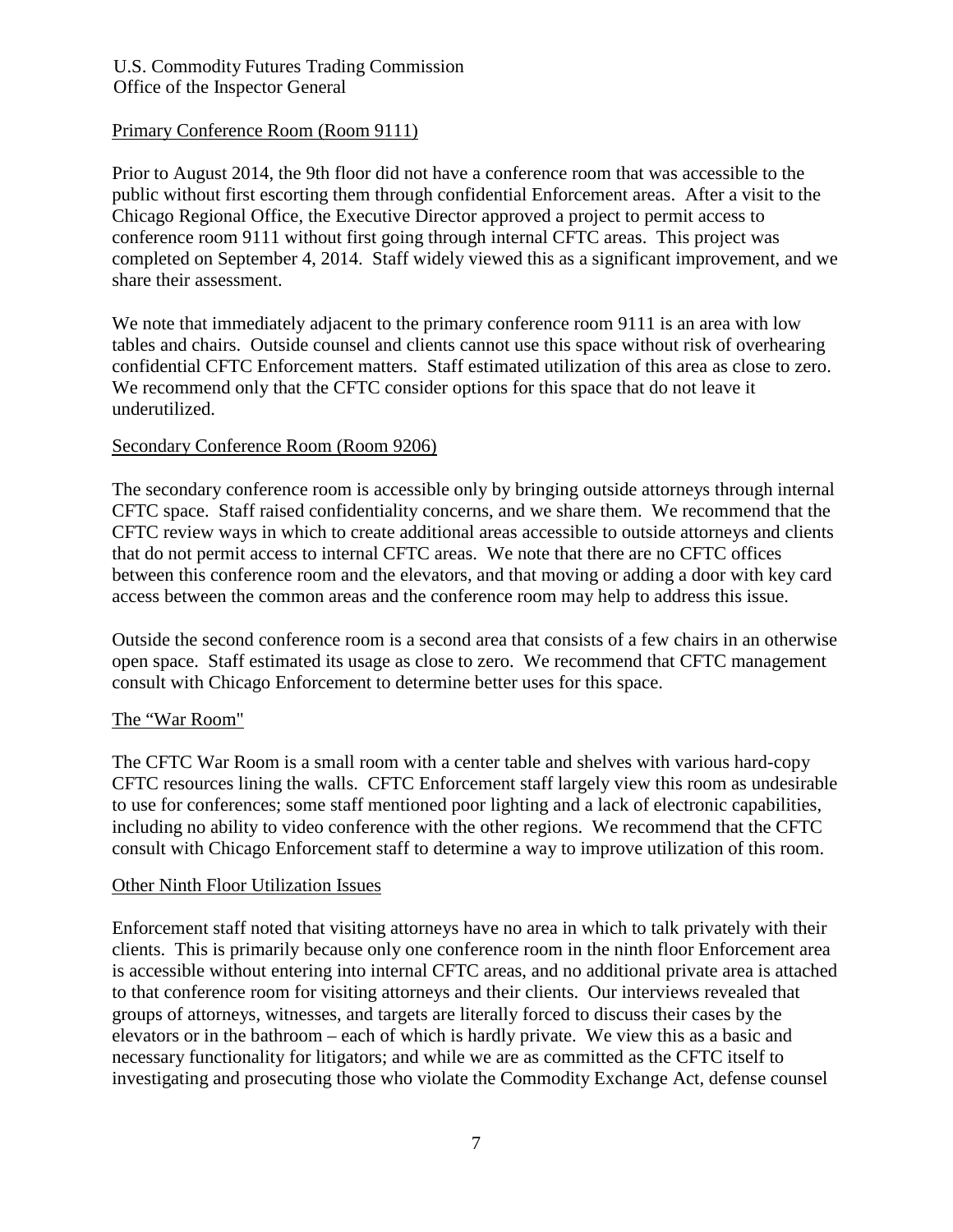### Primary Conference Room (Room 9111)

Prior to August 2014, the 9th floor did not have a conference room that was accessible to the public without first escorting them through confidential Enforcement areas. After a visit to the Chicago Regional Office, the Executive Director approved a project to permit access to conference room 9111 without first going through internal CFTC areas. This project was completed on September 4, 2014. Staff widely viewed this as a significant improvement, and we share their assessment.

We note that immediately adjacent to the primary conference room 9111 is an area with low tables and chairs. Outside counsel and clients cannot use this space without risk of overhearing confidential CFTC Enforcement matters. Staff estimated utilization of this area as close to zero. We recommend only that the CFTC consider options for this space that do not leave it underutilized.

### Secondary Conference Room (Room 9206)

The secondary conference room is accessible only by bringing outside attorneys through internal CFTC space. Staff raised confidentiality concerns, and we share them. We recommend that the CFTC review ways in which to create additional areas accessible to outside attorneys and clients that do not permit access to internal CFTC areas. We note that there are no CFTC offices between this conference room and the elevators, and that moving or adding a door with key card access between the common areas and the conference room may help to address this issue.

Outside the second conference room is a second area that consists of a few chairs in an otherwise open space. Staff estimated its usage as close to zero. We recommend that CFTC management consult with Chicago Enforcement to determine better uses for this space.

### The "War Room"

The CFTC War Room is a small room with a center table and shelves with various hard-copy CFTC resources lining the walls. CFTC Enforcement staff largely view this room as undesirable to use for conferences; some staff mentioned poor lighting and a lack of electronic capabilities, including no ability to video conference with the other regions. We recommend that the CFTC consult with Chicago Enforcement staff to determine a way to improve utilization of this room.

### Other Ninth Floor Utilization Issues

Enforcement staff noted that visiting attorneys have no area in which to talk privately with their clients. This is primarily because only one conference room in the ninth floor Enforcement area is accessible without entering into internal CFTC areas, and no additional private area is attached to that conference room for visiting attorneys and their clients. Our interviews revealed that groups of attorneys, witnesses, and targets are literally forced to discuss their cases by the elevators or in the bathroom – each of which is hardly private. We view this as a basic and necessary functionality for litigators; and while we are as committed as the CFTC itself to investigating and prosecuting those who violate the Commodity Exchange Act, defense counsel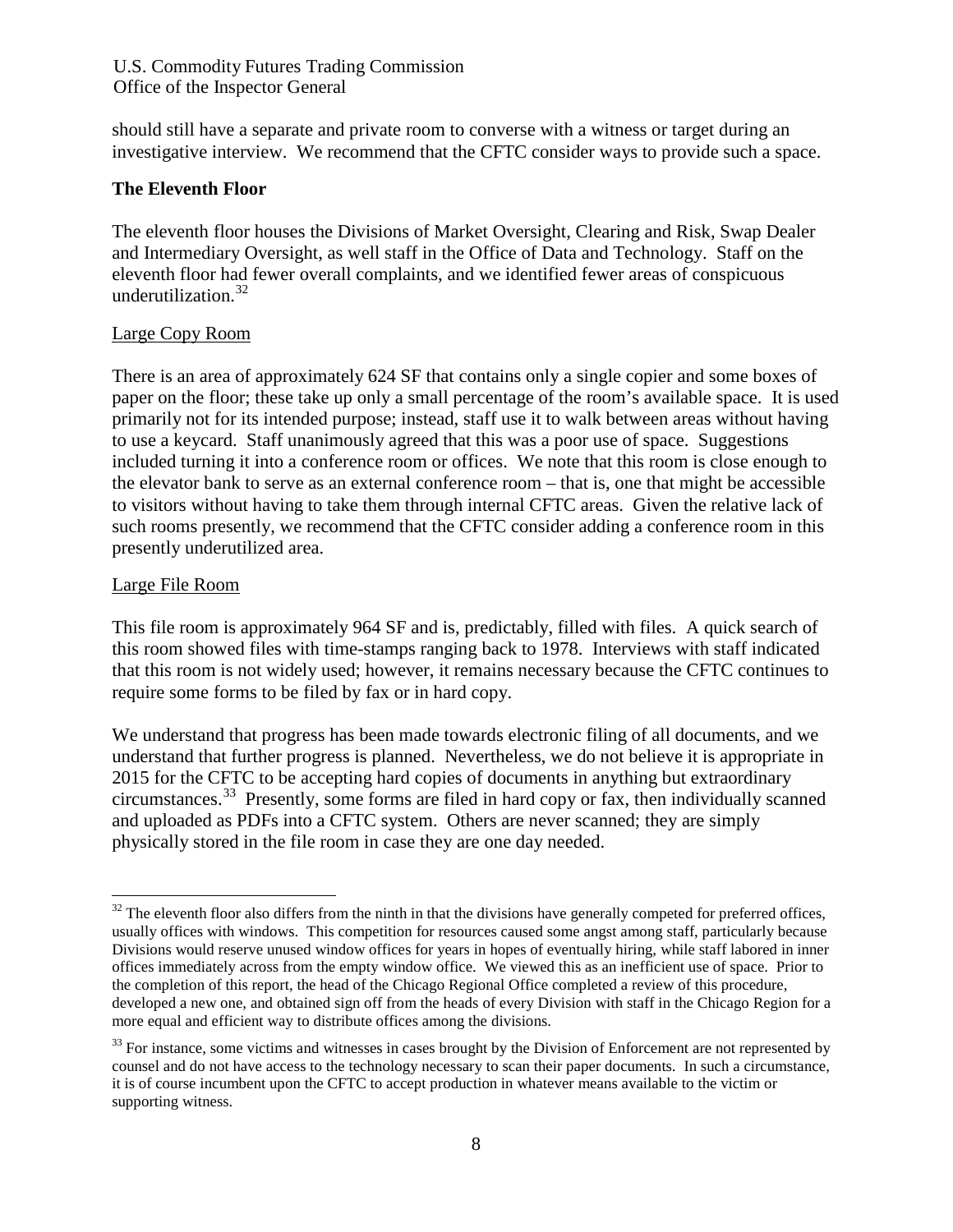should still have a separate and private room to converse with a witness or target during an investigative interview. We recommend that the CFTC consider ways to provide such a space.

### The Eleventh Floor

The eleventh floor houses the Divisions of Market Oversight, Clearing and Risk, Swap Dealer and Intermediary Oversight, as well staff in the Office of Data and Technology. Staff on the eleventh floor had fewer overall complaints, and we identified fewer areas of conspicuous underutilization.[32]

#### Large Copy Room

There is an area of approximately 624 SF that contains only a single copier and some boxes of paper on the floor; these take up only a small percentage of the room's available space. It is used primarily not for its intended purpose; instead, staff use it to walk between areas without having to use a keycard. Staff unanimously agreed that this was a poor use of space. Suggestions included turning it into a conference room or offices. We note that this room is close enough to the elevator bank to serve as an external conference room – that is, one that might be accessible to visitors without having to take them through internal CFTC areas. Given the relative lack of such rooms presently, we recommend that the CFTC consider adding a conference room in this presently underutilized area.

#### Large File Room

This file room is approximately 964 SF and is, predictably, filled with files. A quick search of this room showed files with time-stamps ranging back to 1978. Interviews with staff indicated that this room is not widely used; however, it remains necessary because the CFTC continues to require some forms to be filed by fax or in hard copy.

We understand that progress has been made towards electronic filing of all documents, and we understand that further progress is planned. Nevertheless, we do not believe it is appropriate in 2015 for the CFTC to be accepting hard copies of documents in anything but extraordinary circumstances.[33] Presently, some forms are filed in hard copy or fax, then individually scanned and uploaded as PDFs into a CFTC system. Others are never scanned; they are simply physically stored in the file room in case they are one day needed.

---

[32] The eleventh floor also differs from the ninth in that the divisions have generally competed for preferred offices, usually offices with windows. This competition for resources caused some angst among staff, particularly because Divisions would reserve unused window offices for years in hopes of eventually hiring, while staff labored in inner offices immediately across from the empty window office. We viewed this as an inefficient use of space. Prior to the completion of this report, the head of the Chicago Regional Office completed a review of this procedure, developed a new one, and obtained sign off from the heads of every Division with staff in the Chicago Region for a more equal and efficient way to distribute offices among the divisions.

[33] For instance, some victims and witnesses in cases brought by the Division of Enforcement are not represented by counsel and do not have access to the technology necessary to scan their paper documents. In such a circumstance, it is of course incumbent upon the CFTC to accept production in whatever means available to the victim or supporting witness.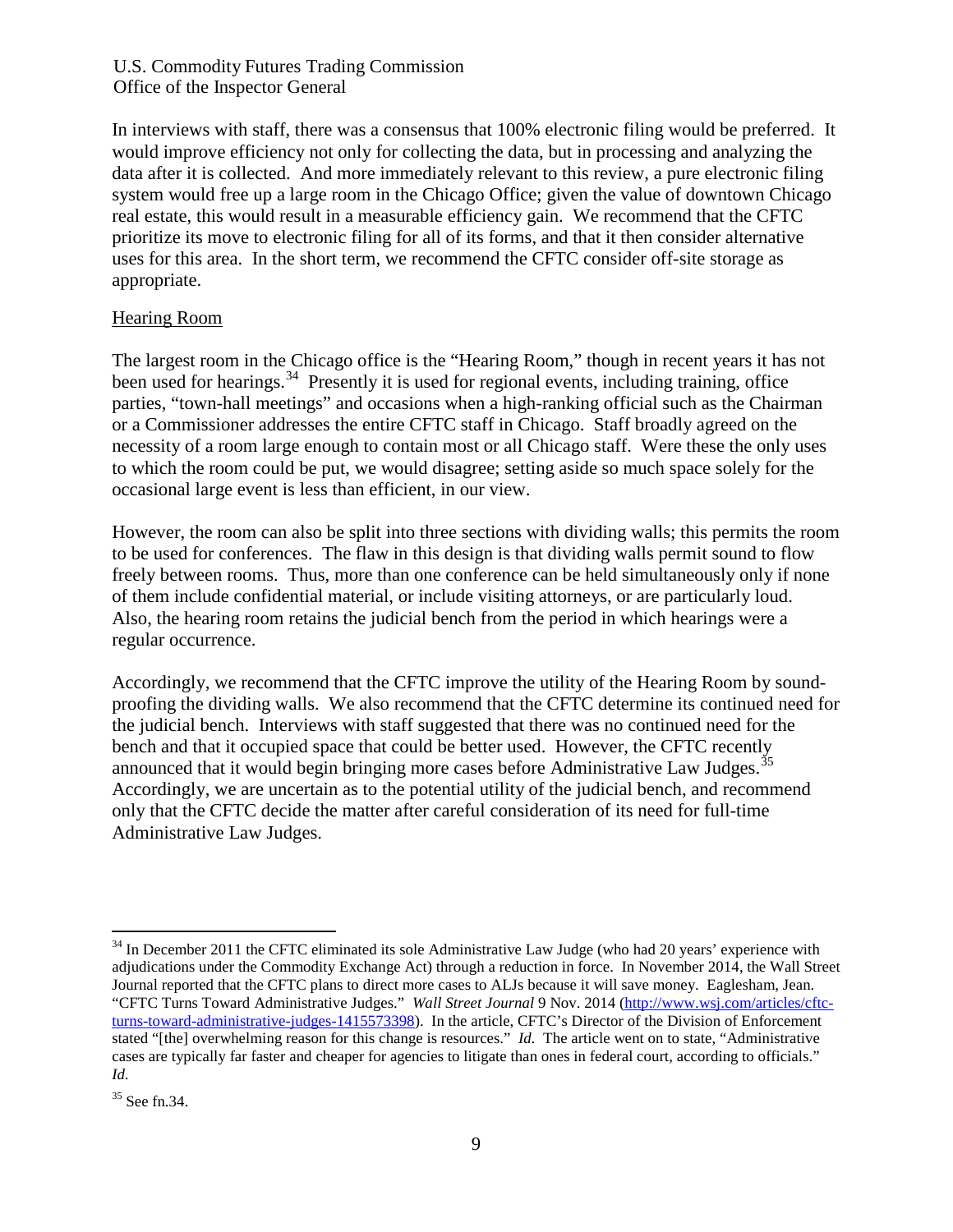In interviews with staff, there was a consensus that 100% electronic filing would be preferred. It would improve efficiency not only for collecting the data, but in processing and analyzing the data after it is collected. And more immediately relevant to this review, a pure electronic filing system would free up a large room in the Chicago Office; given the value of downtown Chicago real estate, this would result in a measurable efficiency gain. We recommend that the CFTC prioritize its move to electronic filing for all of its forms, and that it then consider alternative uses for this area. In the short term, we recommend the CFTC consider off-site storage as appropriate.

Hearing Room

The largest room in the Chicago office is the "Hearing Room," though in recent years it has not been used for hearings.[34] Presently it is used for regional events, including training, office parties, "town-hall meetings" and occasions when a high-ranking official such as the Chairman or a Commissioner addresses the entire CFTC staff in Chicago. Staff broadly agreed on the necessity of a room large enough to contain most or all Chicago staff. Were these the only uses to which the room could be put, we would disagree; setting aside so much space solely for the occasional large event is less than efficient, in our view.

However, the room can also be split into three sections with dividing walls; this permits the room to be used for conferences. The flaw in this design is that dividing walls permit sound to flow freely between rooms. Thus, more than one conference can be held simultaneously only if none of them include confidential material, or include visiting attorneys, or are particularly loud. Also, the hearing room retains the judicial bench from the period in which hearings were a regular occurrence.

Accordingly, we recommend that the CFTC improve the utility of the Hearing Room by sound-proofing the dividing walls. We also recommend that the CFTC determine its continued need for the judicial bench. Interviews with staff suggested that there was no continued need for the bench and that it occupied space that could be better used. However, the CFTC recently announced that it would begin bringing more cases before Administrative Law Judges.[35] Accordingly, we are uncertain as to the potential utility of the judicial bench, and recommend only that the CFTC decide the matter after careful consideration of its need for full-time Administrative Law Judges.

---

[34] In December 2011 the CFTC eliminated its sole Administrative Law Judge (who had 20 years' experience with adjudications under the Commodity Exchange Act) through a reduction in force. In November 2014, the Wall Street Journal reported that the CFTC plans to direct more cases to ALJs because it will save money. Eaglesham, Jean. "CFTC Turns Toward Administrative Judges." *Wall Street Journal* 9 Nov. 2014 (http://www.wsj.com/articles/cftc-turns-toward-administrative-judges-1415573398). In the article, CFTC's Director of the Division of Enforcement stated "[the] overwhelming reason for this change is resources." *Id.* The article went on to state, "Administrative cases are typically far faster and cheaper for agencies to litigate than ones in federal court, according to officials." *Id.*

[35] See fn.34.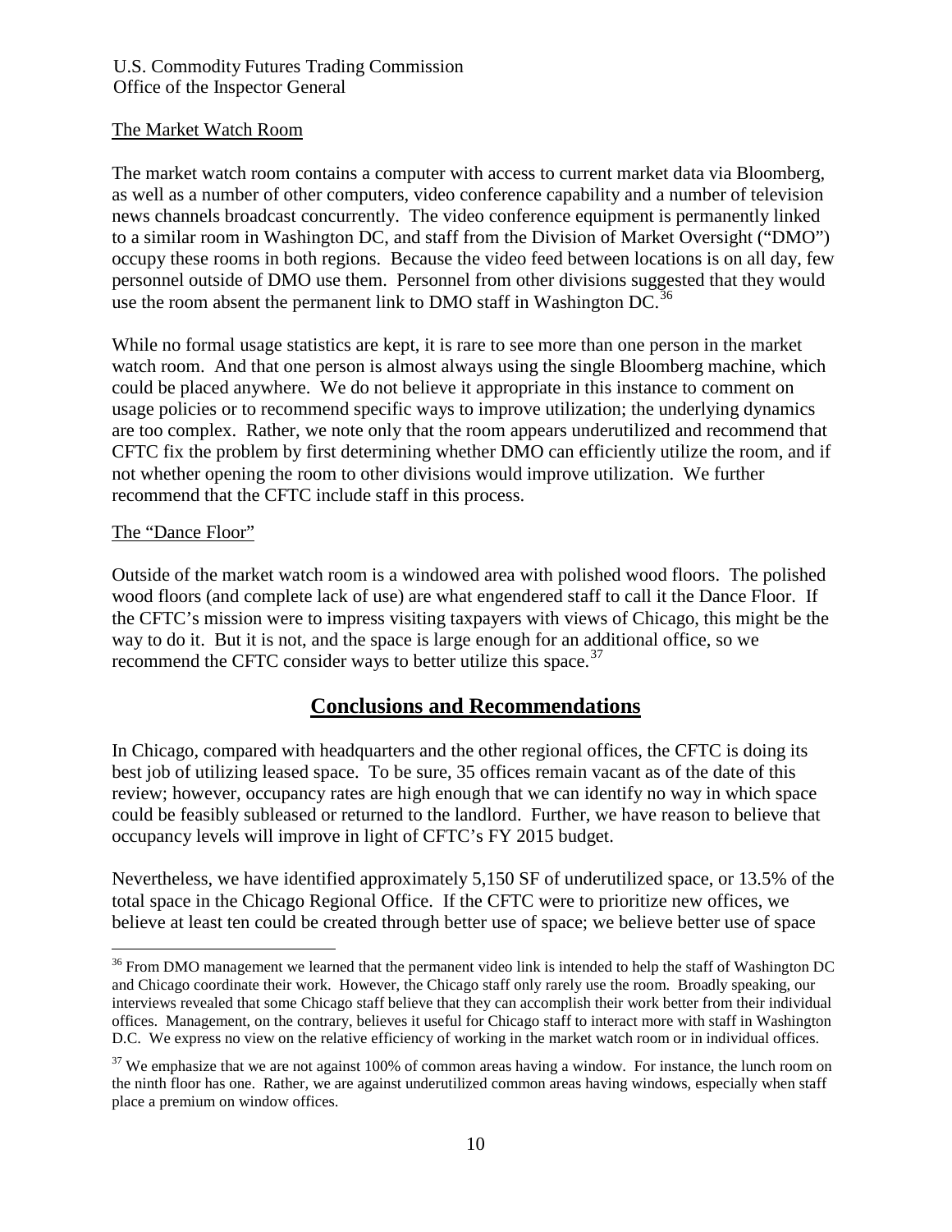The Market Watch Room

The market watch room contains a computer with access to current market data via Bloomberg, as well as a number of other computers, video conference capability and a number of television news channels broadcast concurrently. The video conference equipment is permanently linked to a similar room in Washington DC, and staff from the Division of Market Oversight ("DMO") occupy these rooms in both regions. Because the video feed between locations is on all day, few personnel outside of DMO use them. Personnel from other divisions suggested that they would use the room absent the permanent link to DMO staff in Washington DC.[36]

While no formal usage statistics are kept, it is rare to see more than one person in the market watch room. And that one person is almost always using the single Bloomberg machine, which could be placed anywhere. We do not believe it appropriate in this instance to comment on usage policies or to recommend specific ways to improve utilization; the underlying dynamics are too complex. Rather, we note only that the room appears underutilized and recommend that CFTC fix the problem by first determining whether DMO can efficiently utilize the room, and if not whether opening the room to other divisions would improve utilization. We further recommend that the CFTC include staff in this process.

The "Dance Floor"

Outside of the market watch room is a windowed area with polished wood floors. The polished wood floors (and complete lack of use) are what engendered staff to call it the Dance Floor. If the CFTC's mission were to impress visiting taxpayers with views of Chicago, this might be the way to do it. But it is not, and the space is large enough for an additional office, so we recommend the CFTC consider ways to better utilize this space.[37]

## Conclusions and Recommendations

In Chicago, compared with headquarters and the other regional offices, the CFTC is doing its best job of utilizing leased space. To be sure, 35 offices remain vacant as of the date of this review; however, occupancy rates are high enough that we can identify no way in which space could be feasibly subleased or returned to the landlord. Further, we have reason to believe that occupancy levels will improve in light of CFTC's FY 2015 budget.

Nevertheless, we have identified approximately 5,150 SF of underutilized space, or 13.5% of the total space in the Chicago Regional Office. If the CFTC were to prioritize new offices, we believe at least ten could be created through better use of space; we believe better use of space

---

[36] From DMO management we learned that the permanent video link is intended to help the staff of Washington DC and Chicago coordinate their work. However, the Chicago staff only rarely use the room. Broadly speaking, our interviews revealed that some Chicago staff believe that they can accomplish their work better from their individual offices. Management, on the contrary, believes it useful for Chicago staff to interact more with staff in Washington D.C. We express no view on the relative efficiency of working in the market watch room or in individual offices.

[37] We emphasize that we are not against 100% of common areas having a window. For instance, the lunch room on the ninth floor has one. Rather, we are against underutilized common areas having windows, especially when staff place a premium on window offices.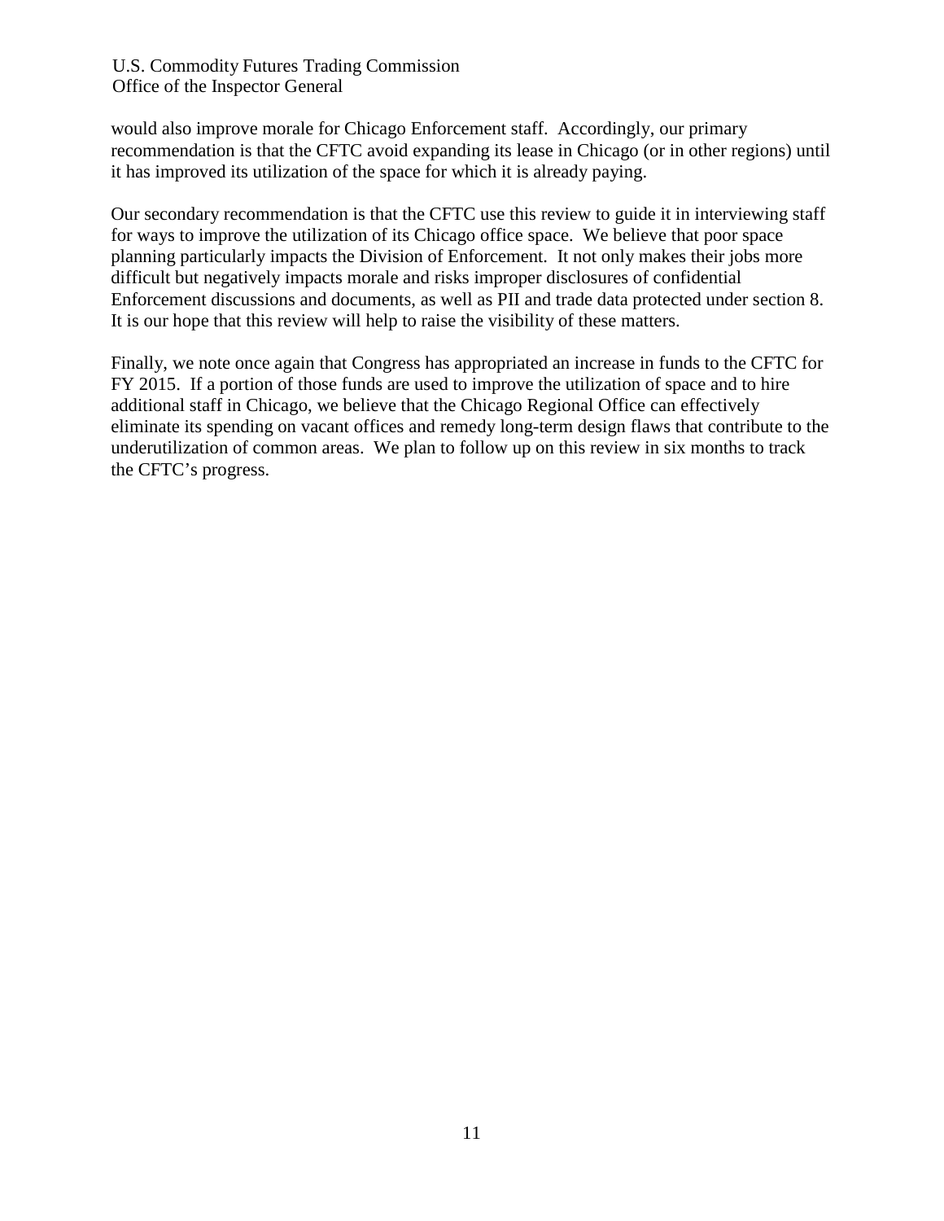would also improve morale for Chicago Enforcement staff. Accordingly, our primary recommendation is that the CFTC avoid expanding its lease in Chicago (or in other regions) until it has improved its utilization of the space for which it is already paying.

Our secondary recommendation is that the CFTC use this review to guide it in interviewing staff for ways to improve the utilization of its Chicago office space. We believe that poor space planning particularly impacts the Division of Enforcement. It not only makes their jobs more difficult but negatively impacts morale and risks improper disclosures of confidential Enforcement discussions and documents, as well as PII and trade data protected under section 8. It is our hope that this review will help to raise the visibility of these matters.

Finally, we note once again that Congress has appropriated an increase in funds to the CFTC for FY 2015. If a portion of those funds are used to improve the utilization of space and to hire additional staff in Chicago, we believe that the Chicago Regional Office can effectively eliminate its spending on vacant offices and remedy long-term design flaws that contribute to the underutilization of common areas. We plan to follow up on this review in six months to track the CFTC's progress.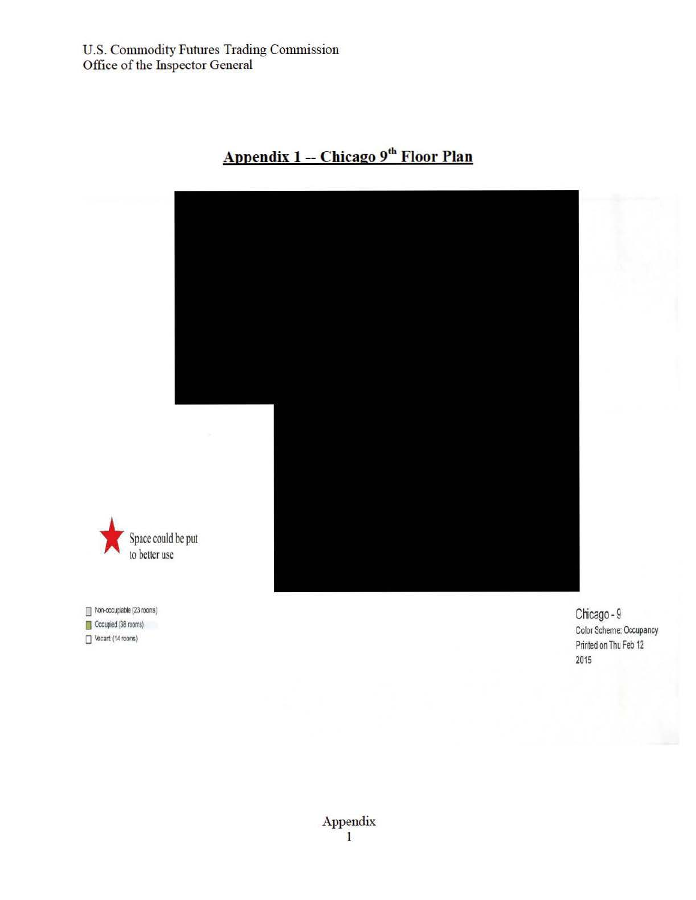## Appendix 1 -- Chicago 9th Floor Plan

Space could be put to better use

- Non-occupiable (23 rooms)
- Occupied (38 rooms)
- Vacant (14 rooms)

Chicago - 9
Color Scheme: Occupancy
Printed on Thu Feb 12 2015

Appendix 1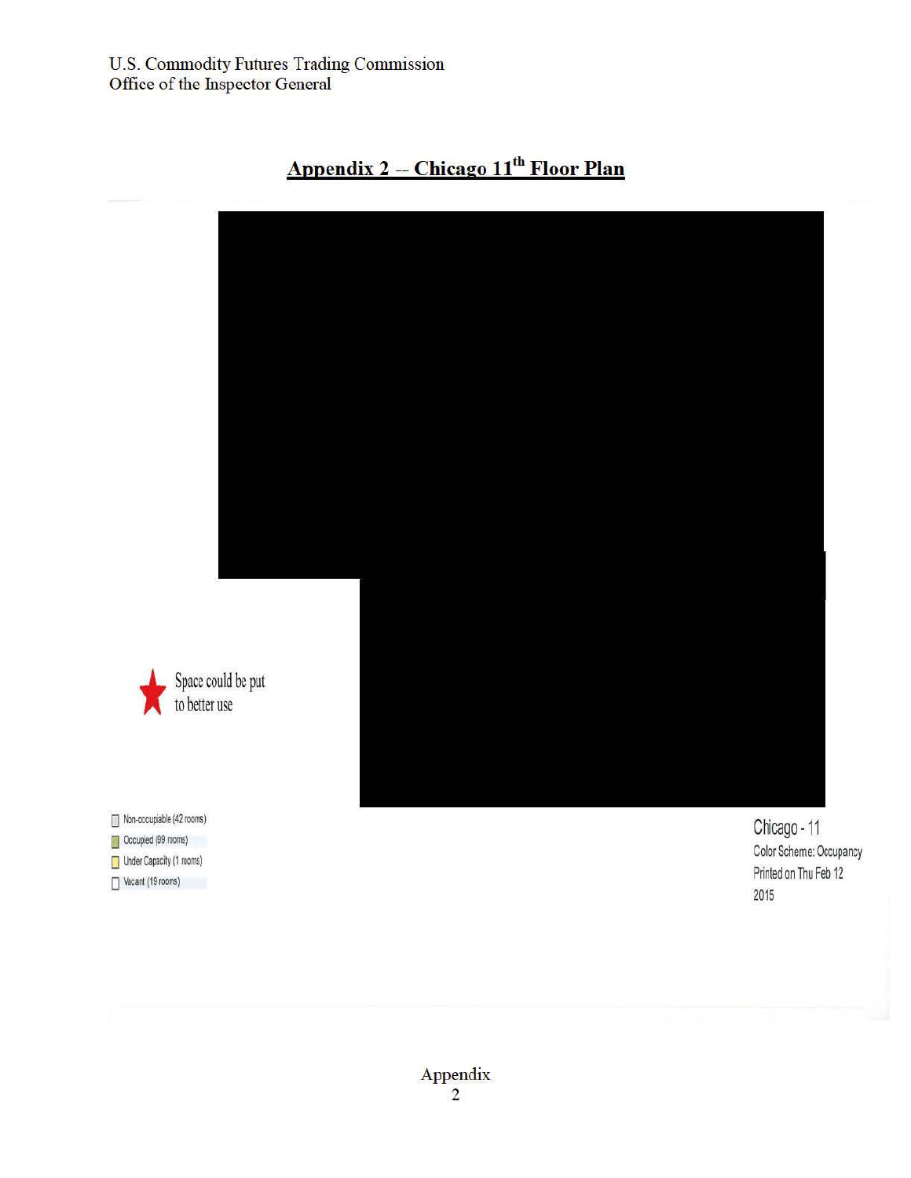## Appendix 2 -- Chicago 11th Floor Plan

Space could be put to better use

Non-occupiable (42 rooms)
Occupied (99 rooms)
Under Capacity (1 rooms)
Vacant (19 rooms)

Chicago - 11
Color Scheme: Occupancy
Printed on Thu Feb 12 2015

Appendix 2